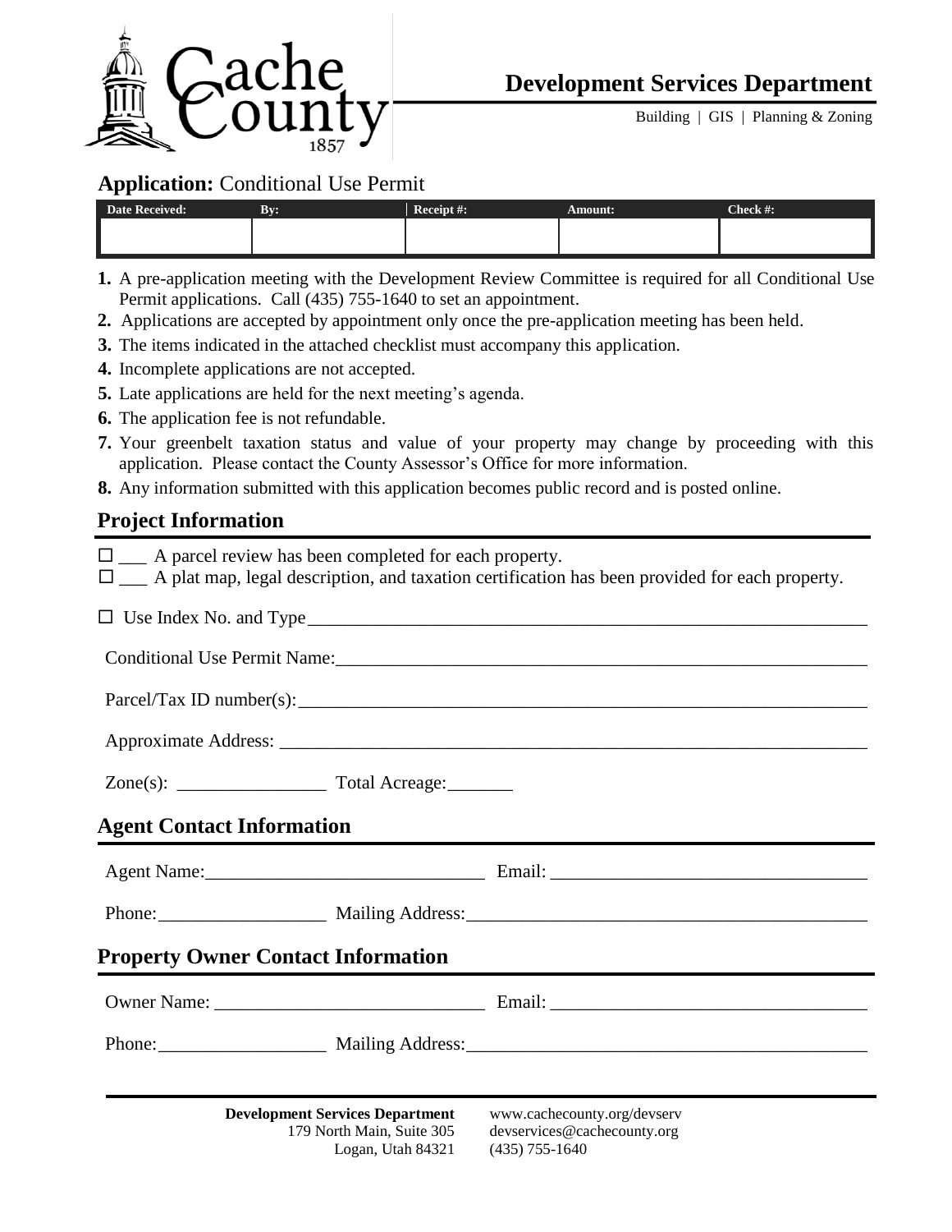# Development Services Department

Building | GIS | Planning & Zoning

## Application: Conditional Use Permit

| Date Received: | By: | Receipt #: | Amount: | Check #: |
|---|---|---|---|---|
| | | | | |

1. A pre-application meeting with the Development Review Committee is required for all Conditional Use Permit applications. Call (435) 755-1640 to set an appointment.
2. Applications are accepted by appointment only once the pre-application meeting has been held.
3. The items indicated in the attached checklist must accompany this application.
4. Incomplete applications are not accepted.
5. Late applications are held for the next meeting's agenda.
6. The application fee is not refundable.
7. Your greenbelt taxation status and value of your property may change by proceeding with this application. Please contact the County Assessor's Office for more information.
8. Any information submitted with this application becomes public record and is posted online.

## Project Information

☐ ___ A parcel review has been completed for each property.

☐ ___ A plat map, legal description, and taxation certification has been provided for each property.

☐ Use Index No. and Type ______________________________

Conditional Use Permit Name: ______________________________

Parcel/Tax ID number(s): ______________________________

Approximate Address: ______________________________

Zone(s): ________________ Total Acreage: _______

## Agent Contact Information

Agent Name: ______________________________ Email: ______________________________

Phone: __________________ Mailing Address: ______________________________

## Property Owner Contact Information

Owner Name: ______________________________ Email: ______________________________

Phone: __________________ Mailing Address: ______________________________

**Development Services Department**
179 North Main, Suite 305
Logan, Utah 84321

www.cachecounty.org/devserv
devservices@cachecounty.org
(435) 755-1640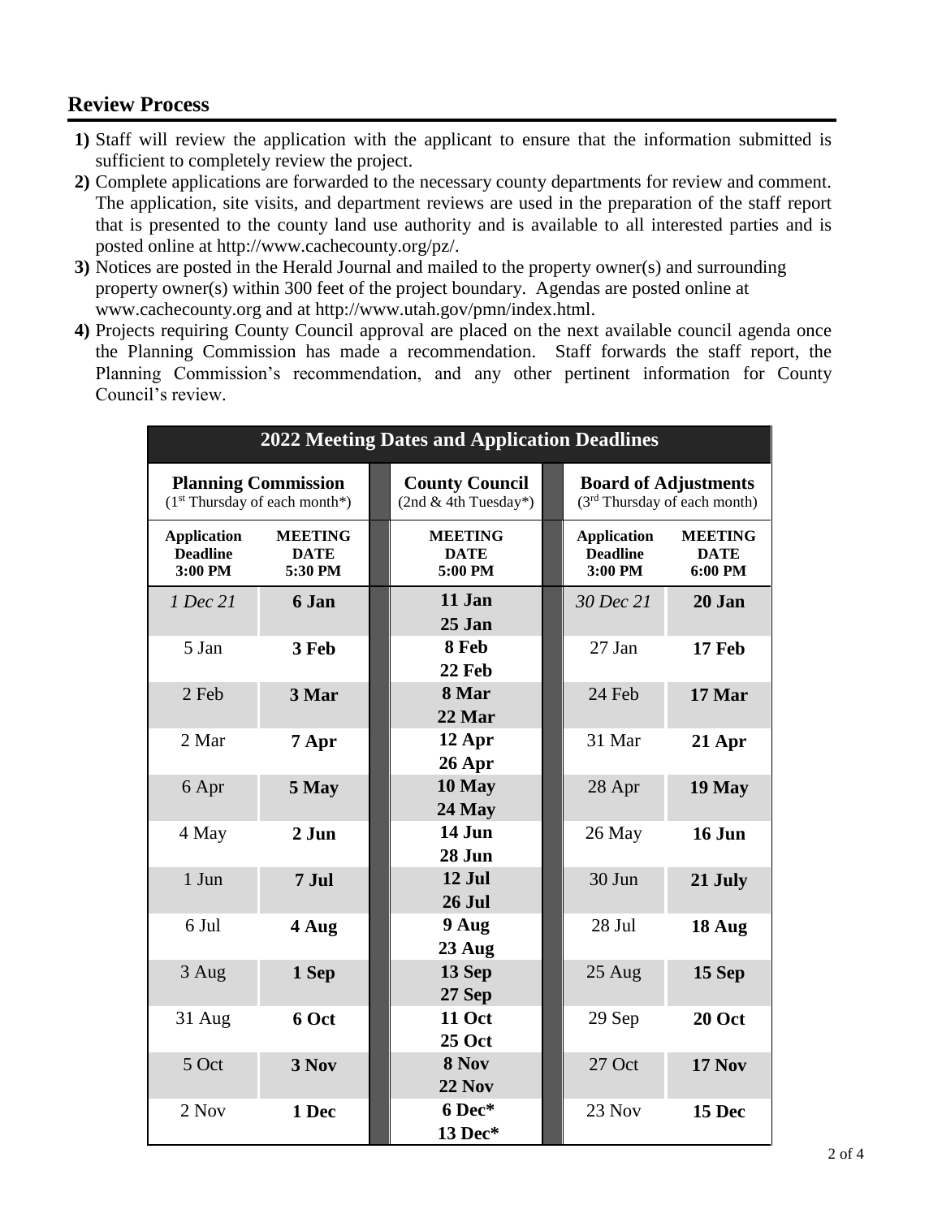## Review Process

**1)** Staff will review the application with the applicant to ensure that the information submitted is sufficient to completely review the project.

**2)** Complete applications are forwarded to the necessary county departments for review and comment. The application, site visits, and department reviews are used in the preparation of the staff report that is presented to the county land use authority and is available to all interested parties and is posted online at http://www.cachecounty.org/pz/.

**3)** Notices are posted in the Herald Journal and mailed to the property owner(s) and surrounding property owner(s) within 300 feet of the project boundary. Agendas are posted online at www.cachecounty.org and at http://www.utah.gov/pmn/index.html.

**4)** Projects requiring County Council approval are placed on the next available council agenda once the Planning Commission has made a recommendation. Staff forwards the staff report, the Planning Commission's recommendation, and any other pertinent information for County Council's review.

| **2022 Meeting Dates and Application Deadlines** | | | | |
|---|---|---|---|---|
| **Planning Commission** (1st Thursday of each month*) | | **County Council** (2nd & 4th Tuesday*) | **Board of Adjustments** (3rd Thursday of each month) | |
| **Application Deadline 3:00 PM** | **MEETING DATE 5:30 PM** | **MEETING DATE 5:00 PM** | **Application Deadline 3:00 PM** | **MEETING DATE 6:00 PM** |
| *1 Dec 21* | **6 Jan** | **11 Jan** **25 Jan** | *30 Dec 21* | **20 Jan** |
| 5 Jan | **3 Feb** | **8 Feb** **22 Feb** | 27 Jan | **17 Feb** |
| 2 Feb | **3 Mar** | **8 Mar** **22 Mar** | 24 Feb | **17 Mar** |
| 2 Mar | **7 Apr** | **12 Apr** **26 Apr** | 31 Mar | **21 Apr** |
| 6 Apr | **5 May** | **10 May** **24 May** | 28 Apr | **19 May** |
| 4 May | **2 Jun** | **14 Jun** **28 Jun** | 26 May | **16 Jun** |
| 1 Jun | **7 Jul** | **12 Jul** **26 Jul** | 30 Jun | **21 July** |
| 6 Jul | **4 Aug** | **9 Aug** **23 Aug** | 28 Jul | **18 Aug** |
| 3 Aug | **1 Sep** | **13 Sep** **27 Sep** | 25 Aug | **15 Sep** |
| 31 Aug | **6 Oct** | **11 Oct** **25 Oct** | 29 Sep | **20 Oct** |
| 5 Oct | **3 Nov** | **8 Nov** **22 Nov** | 27 Oct | **17 Nov** |
| 2 Nov | **1 Dec** | **6 Dec*** **13 Dec*** | 23 Nov | **15 Dec** |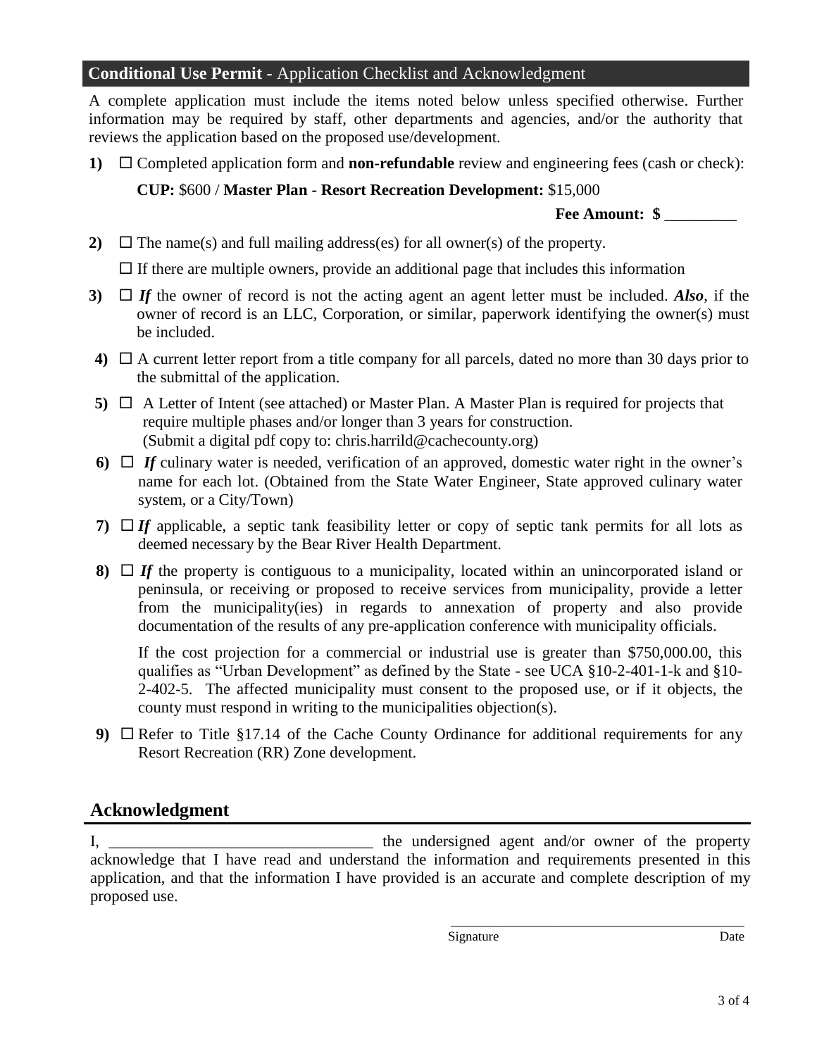## **Conditional Use Permit -** Application Checklist and Acknowledgment

A complete application must include the items noted below unless specified otherwise. Further information may be required by staff, other departments and agencies, and/or the authority that reviews the application based on the proposed use/development.

**1)** ☐ Completed application form and **non-refundable** review and engineering fees (cash or check):

**CUP:** $600 / **Master Plan - Resort Recreation Development:** $15,000

**Fee Amount: $** _________

**2)** ☐ The name(s) and full mailing address(es) for all owner(s) of the property.

☐ If there are multiple owners, provide an additional page that includes this information

**3)** ☐ ***If*** the owner of record is not the acting agent an agent letter must be included. ***Also***, if the owner of record is an LLC, Corporation, or similar, paperwork identifying the owner(s) must be included.

**4)** ☐ A current letter report from a title company for all parcels, dated no more than 30 days prior to the submittal of the application.

**5)** ☐ A Letter of Intent (see attached) or Master Plan. A Master Plan is required for projects that require multiple phases and/or longer than 3 years for construction. (Submit a digital pdf copy to: chris.harrild@cachecounty.org)

**6)** ☐ ***If*** culinary water is needed, verification of an approved, domestic water right in the owner's name for each lot. (Obtained from the State Water Engineer, State approved culinary water system, or a City/Town)

**7)** ☐ ***If*** applicable, a septic tank feasibility letter or copy of septic tank permits for all lots as deemed necessary by the Bear River Health Department.

**8)** ☐ ***If*** the property is contiguous to a municipality, located within an unincorporated island or peninsula, or receiving or proposed to receive services from municipality, provide a letter from the municipality(ies) in regards to annexation of property and also provide documentation of the results of any pre-application conference with municipality officials.

If the cost projection for a commercial or industrial use is greater than $750,000.00, this qualifies as "Urban Development" as defined by the State - see UCA §10-2-401-1-k and §10-2-402-5. The affected municipality must consent to the proposed use, or if it objects, the county must respond in writing to the municipalities objection(s).

**9)** ☐ Refer to Title §17.14 of the Cache County Ordinance for additional requirements for any Resort Recreation (RR) Zone development.

## **Acknowledgment**

I, ________________________________ the undersigned agent and/or owner of the property acknowledge that I have read and understand the information and requirements presented in this application, and that the information I have provided is an accurate and complete description of my proposed use.

_________________________________________

Signature Date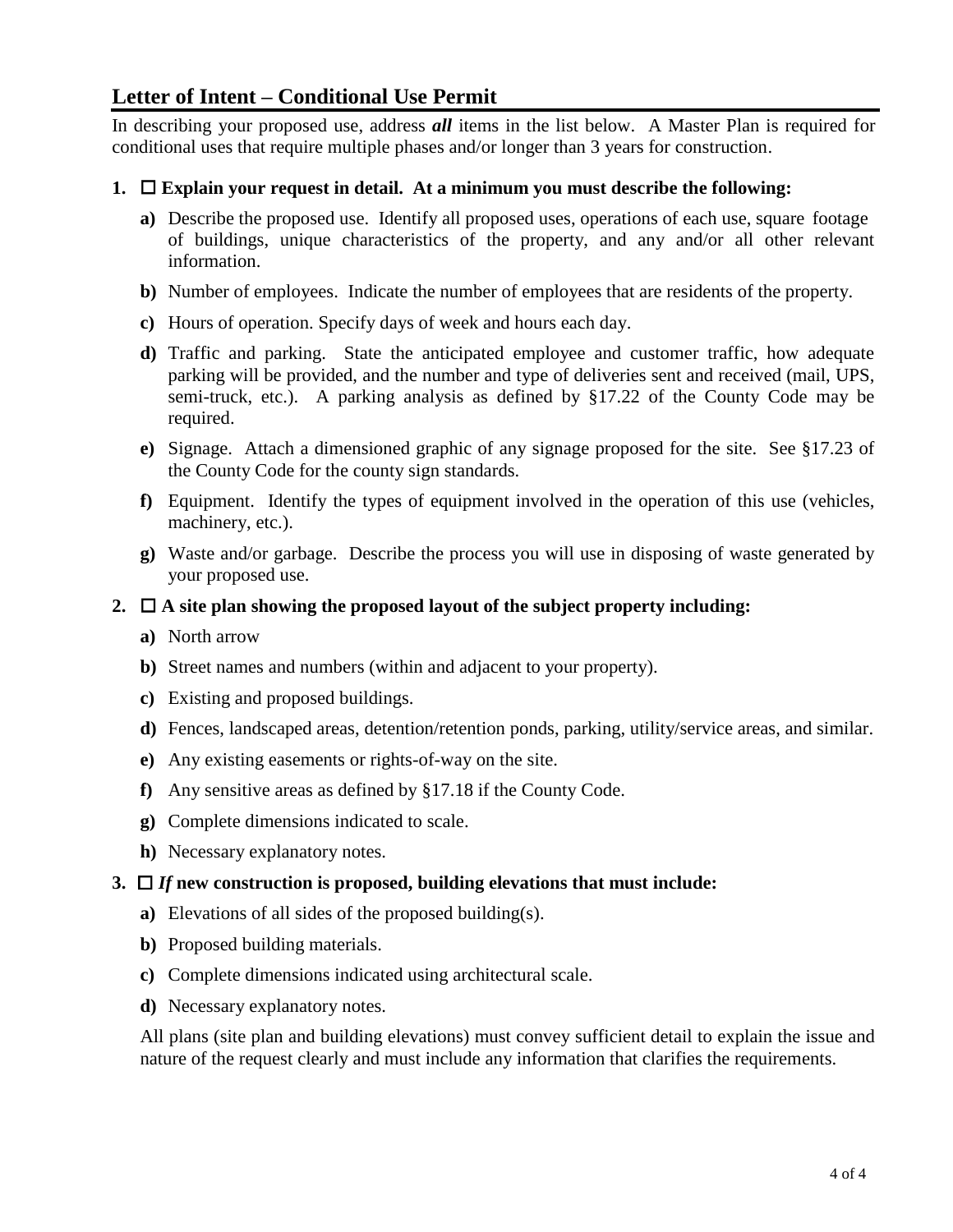## Letter of Intent – Conditional Use Permit

In describing your proposed use, address ***all*** items in the list below. A Master Plan is required for conditional uses that require multiple phases and/or longer than 3 years for construction.

**1. ☐ Explain your request in detail. At a minimum you must describe the following:**

- **a)** Describe the proposed use. Identify all proposed uses, operations of each use, square footage of buildings, unique characteristics of the property, and any and/or all other relevant information.
- **b)** Number of employees. Indicate the number of employees that are residents of the property.
- **c)** Hours of operation. Specify days of week and hours each day.
- **d)** Traffic and parking. State the anticipated employee and customer traffic, how adequate parking will be provided, and the number and type of deliveries sent and received (mail, UPS, semi-truck, etc.). A parking analysis as defined by §17.22 of the County Code may be required.
- **e)** Signage. Attach a dimensioned graphic of any signage proposed for the site. See §17.23 of the County Code for the county sign standards.
- **f)** Equipment. Identify the types of equipment involved in the operation of this use (vehicles, machinery, etc.).
- **g)** Waste and/or garbage. Describe the process you will use in disposing of waste generated by your proposed use.

**2. ☐ A site plan showing the proposed layout of the subject property including:**

- **a)** North arrow
- **b)** Street names and numbers (within and adjacent to your property).
- **c)** Existing and proposed buildings.
- **d)** Fences, landscaped areas, detention/retention ponds, parking, utility/service areas, and similar.
- **e)** Any existing easements or rights-of-way on the site.
- **f)** Any sensitive areas as defined by §17.18 if the County Code.
- **g)** Complete dimensions indicated to scale.
- **h)** Necessary explanatory notes.

**3. ☐ *If* new construction is proposed, building elevations that must include:**

- **a)** Elevations of all sides of the proposed building(s).
- **b)** Proposed building materials.
- **c)** Complete dimensions indicated using architectural scale.
- **d)** Necessary explanatory notes.

All plans (site plan and building elevations) must convey sufficient detail to explain the issue and nature of the request clearly and must include any information that clarifies the requirements.